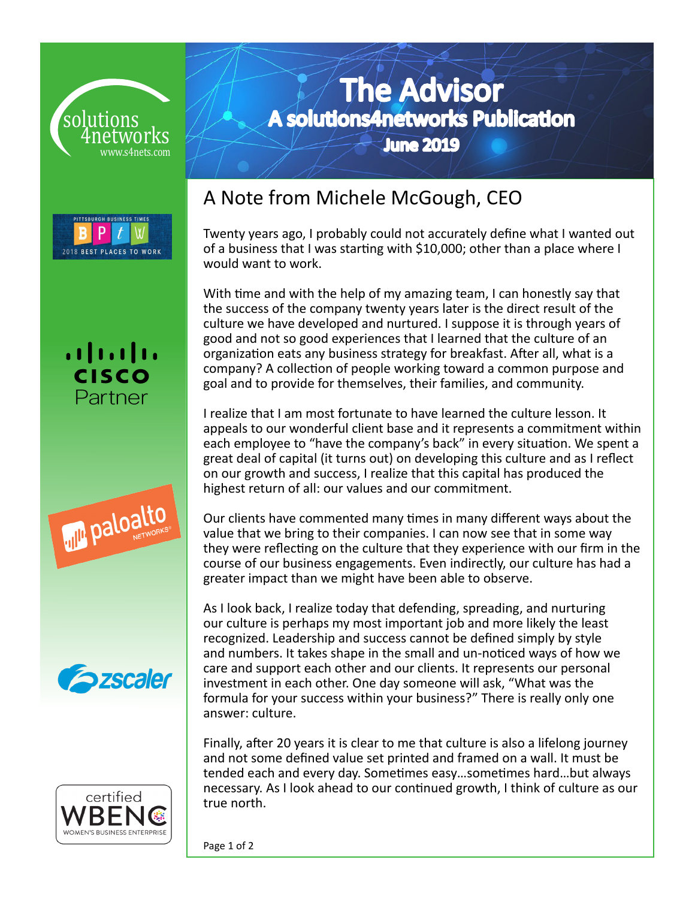# The Advisor

## A solutions4networks Publication

### June 2019

## A Note from Michele McGough, CEO

Twenty years ago, I probably could not accurately define what I wanted out of a business that I was starting with $10,000; other than a place where I would want to work.

With time and with the help of my amazing team, I can honestly say that the success of the company twenty years later is the direct result of the culture we have developed and nurtured. I suppose it is through years of good and not so good experiences that I learned that the culture of an organization eats any business strategy for breakfast. After all, what is a company? A collection of people working toward a common purpose and goal and to provide for themselves, their families, and community.

I realize that I am most fortunate to have learned the culture lesson. It appeals to our wonderful client base and it represents a commitment within each employee to "have the company's back" in every situation. We spent a great deal of capital (it turns out) on developing this culture and as I reflect on our growth and success, I realize that this capital has produced the highest return of all: our values and our commitment.

Our clients have commented many times in many different ways about the value that we bring to their companies. I can now see that in some way they were reflecting on the culture that they experience with our firm in the course of our business engagements. Even indirectly, our culture has had a greater impact than we might have been able to observe.

As I look back, I realize today that defending, spreading, and nurturing our culture is perhaps my most important job and more likely the least recognized. Leadership and success cannot be defined simply by style and numbers. It takes shape in the small and un-noticed ways of how we care and support each other and our clients. It represents our personal investment in each other. One day someone will ask, "What was the formula for your success within your business?" There is really only one answer: culture.

Finally, after 20 years it is clear to me that culture is also a lifelong journey and not some defined value set printed and framed on a wall. It must be tended each and every day. Sometimes easy…sometimes hard…but always necessary. As I look ahead to our continued growth, I think of culture as our true north.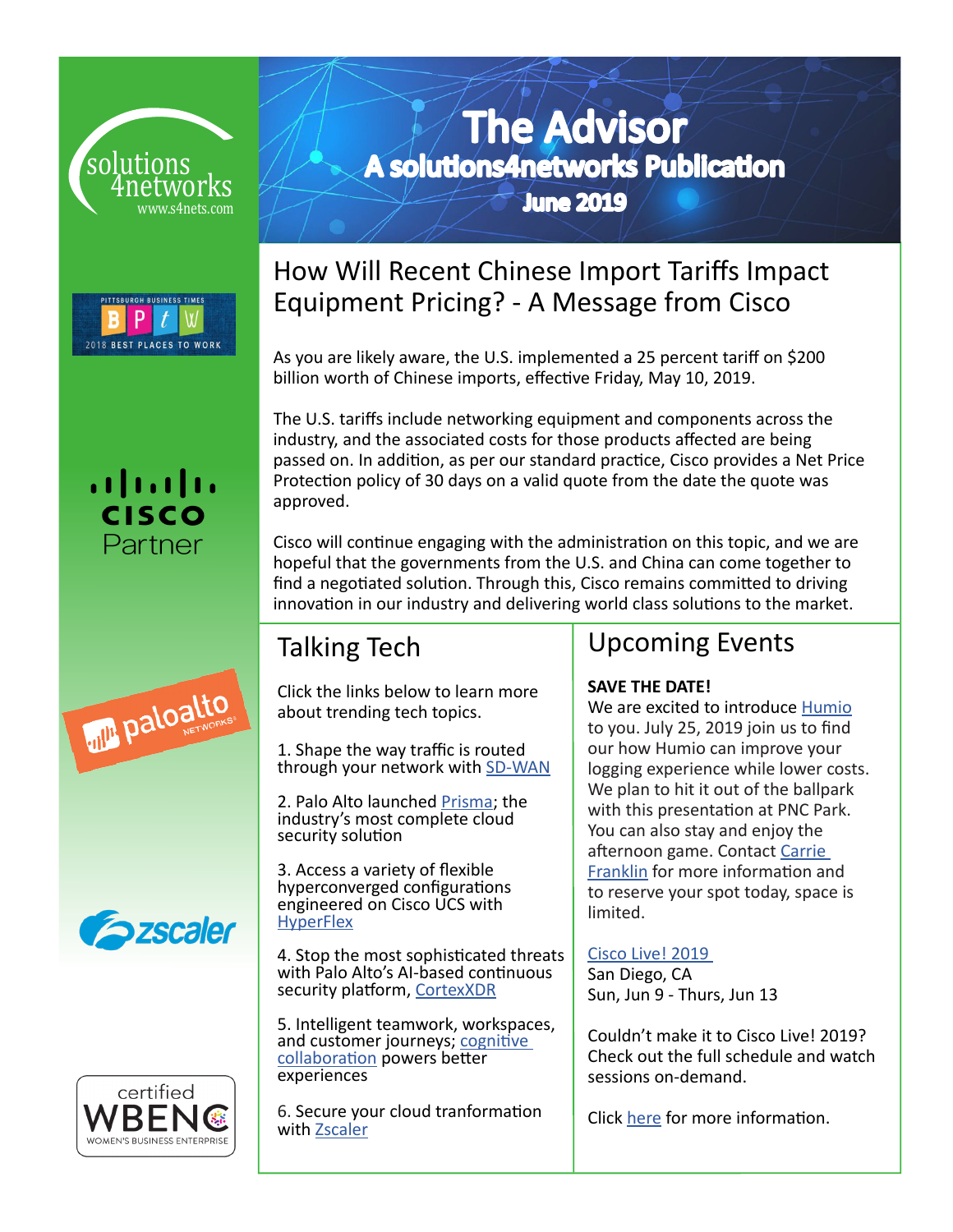solutions 4networks
www.s4nets.com

# The Advisor

## A solutions4networks Publication

**June 2019**

PITTSBURGH BUSINESS TIMES
BPtW
2018 BEST PLACES TO WORK

cisco Partner

paloalto NETWORKS

zscaler

certified WBENC
WOMEN'S BUSINESS ENTERPRISE

## How Will Recent Chinese Import Tariffs Impact Equipment Pricing? - A Message from Cisco

As you are likely aware, the U.S. implemented a 25 percent tariff on $200 billion worth of Chinese imports, effective Friday, May 10, 2019.

The U.S. tariffs include networking equipment and components across the industry, and the associated costs for those products affected are being passed on. In addition, as per our standard practice, Cisco provides a Net Price Protection policy of 30 days on a valid quote from the date the quote was approved.

Cisco will continue engaging with the administration on this topic, and we are hopeful that the governments from the U.S. and China can come together to find a negotiated solution. Through this, Cisco remains committed to driving innovation in our industry and delivering world class solutions to the market.

## Talking Tech

Click the links below to learn more about trending tech topics.

1. Shape the way traffic is routed through your network with SD-WAN

2. Palo Alto launched Prisma; the industry's most complete cloud security solution

3. Access a variety of flexible hyperconverged configurations engineered on Cisco UCS with HyperFlex

4. Stop the most sophisticated threats with Palo Alto's AI-based continuous security platform, CortexXDR

5. Intelligent teamwork, workspaces, and customer journeys; cognitive collaboration powers better experiences

6. Secure your cloud tranformation with Zscaler

## Upcoming Events

**SAVE THE DATE!**
We are excited to introduce Humio to you. July 25, 2019 join us to find our how Humio can improve your logging experience while lower costs. We plan to hit it out of the ballpark with this presentation at PNC Park. You can also stay and enjoy the afternoon game. Contact Carrie Franklin for more information and to reserve your spot today, space is limited.

Cisco Live! 2019
San Diego, CA
Sun, Jun 9 - Thurs, Jun 13

Couldn't make it to Cisco Live! 2019? Check out the full schedule and watch sessions on-demand.

Click here for more information.